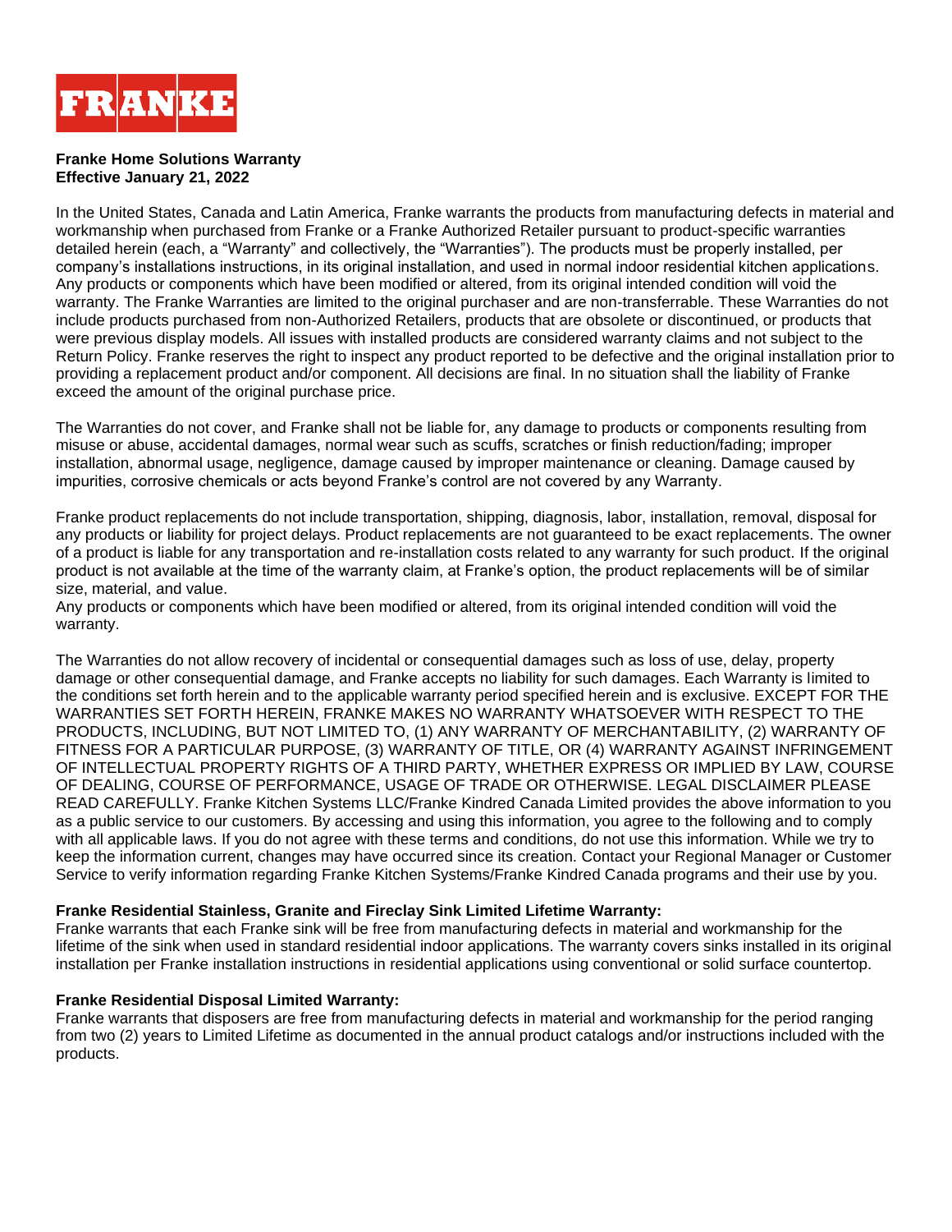FRANKE

**Franke Home Solutions Warranty**
**Effective January 21, 2022**

In the United States, Canada and Latin America, Franke warrants the products from manufacturing defects in material and workmanship when purchased from Franke or a Franke Authorized Retailer pursuant to product-specific warranties detailed herein (each, a "Warranty" and collectively, the "Warranties"). The products must be properly installed, per company's installations instructions, in its original installation, and used in normal indoor residential kitchen applications. Any products or components which have been modified or altered, from its original intended condition will void the warranty. The Franke Warranties are limited to the original purchaser and are non-transferrable. These Warranties do not include products purchased from non-Authorized Retailers, products that are obsolete or discontinued, or products that were previous display models. All issues with installed products are considered warranty claims and not subject to the Return Policy. Franke reserves the right to inspect any product reported to be defective and the original installation prior to providing a replacement product and/or component. All decisions are final. In no situation shall the liability of Franke exceed the amount of the original purchase price.

The Warranties do not cover, and Franke shall not be liable for, any damage to products or components resulting from misuse or abuse, accidental damages, normal wear such as scuffs, scratches or finish reduction/fading; improper installation, abnormal usage, negligence, damage caused by improper maintenance or cleaning. Damage caused by impurities, corrosive chemicals or acts beyond Franke's control are not covered by any Warranty.

Franke product replacements do not include transportation, shipping, diagnosis, labor, installation, removal, disposal for any products or liability for project delays. Product replacements are not guaranteed to be exact replacements. The owner of a product is liable for any transportation and re-installation costs related to any warranty for such product. If the original product is not available at the time of the warranty claim, at Franke's option, the product replacements will be of similar size, material, and value.
Any products or components which have been modified or altered, from its original intended condition will void the warranty.

The Warranties do not allow recovery of incidental or consequential damages such as loss of use, delay, property damage or other consequential damage, and Franke accepts no liability for such damages. Each Warranty is limited to the conditions set forth herein and to the applicable warranty period specified herein and is exclusive. EXCEPT FOR THE WARRANTIES SET FORTH HEREIN, FRANKE MAKES NO WARRANTY WHATSOEVER WITH RESPECT TO THE PRODUCTS, INCLUDING, BUT NOT LIMITED TO, (1) ANY WARRANTY OF MERCHANTABILITY, (2) WARRANTY OF FITNESS FOR A PARTICULAR PURPOSE, (3) WARRANTY OF TITLE, OR (4) WARRANTY AGAINST INFRINGEMENT OF INTELLECTUAL PROPERTY RIGHTS OF A THIRD PARTY, WHETHER EXPRESS OR IMPLIED BY LAW, COURSE OF DEALING, COURSE OF PERFORMANCE, USAGE OF TRADE OR OTHERWISE. LEGAL DISCLAIMER PLEASE READ CAREFULLY. Franke Kitchen Systems LLC/Franke Kindred Canada Limited provides the above information to you as a public service to our customers. By accessing and using this information, you agree to the following and to comply with all applicable laws. If you do not agree with these terms and conditions, do not use this information. While we try to keep the information current, changes may have occurred since its creation. Contact your Regional Manager or Customer Service to verify information regarding Franke Kitchen Systems/Franke Kindred Canada programs and their use by you.

**Franke Residential Stainless, Granite and Fireclay Sink Limited Lifetime Warranty:**
Franke warrants that each Franke sink will be free from manufacturing defects in material and workmanship for the lifetime of the sink when used in standard residential indoor applications. The warranty covers sinks installed in its original installation per Franke installation instructions in residential applications using conventional or solid surface countertop.

**Franke Residential Disposal Limited Warranty:**
Franke warrants that disposers are free from manufacturing defects in material and workmanship for the period ranging from two (2) years to Limited Lifetime as documented in the annual product catalogs and/or instructions included with the products.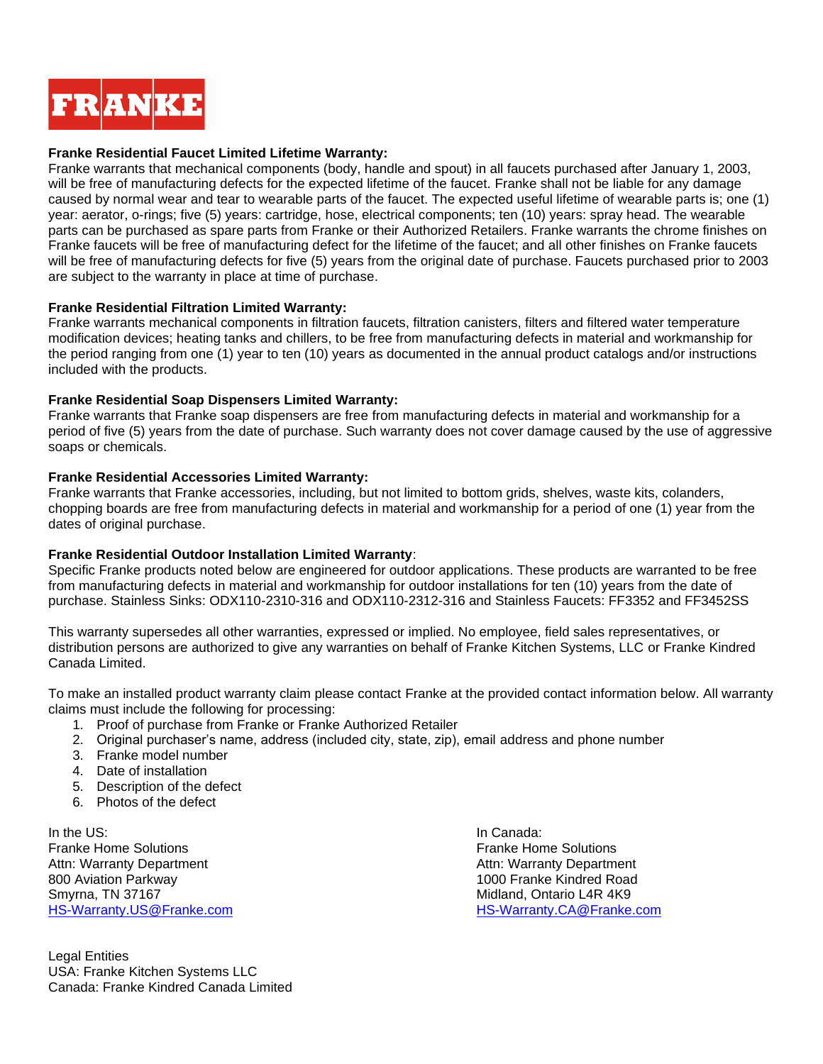FRANKE

**Franke Residential Faucet Limited Lifetime Warranty:**
Franke warrants that mechanical components (body, handle and spout) in all faucets purchased after January 1, 2003, will be free of manufacturing defects for the expected lifetime of the faucet. Franke shall not be liable for any damage caused by normal wear and tear to wearable parts of the faucet. The expected useful lifetime of wearable parts is; one (1) year: aerator, o-rings; five (5) years: cartridge, hose, electrical components; ten (10) years: spray head. The wearable parts can be purchased as spare parts from Franke or their Authorized Retailers. Franke warrants the chrome finishes on Franke faucets will be free of manufacturing defect for the lifetime of the faucet; and all other finishes on Franke faucets will be free of manufacturing defects for five (5) years from the original date of purchase. Faucets purchased prior to 2003 are subject to the warranty in place at time of purchase.

**Franke Residential Filtration Limited Warranty:**
Franke warrants mechanical components in filtration faucets, filtration canisters, filters and filtered water temperature modification devices; heating tanks and chillers, to be free from manufacturing defects in material and workmanship for the period ranging from one (1) year to ten (10) years as documented in the annual product catalogs and/or instructions included with the products.

**Franke Residential Soap Dispensers Limited Warranty:**
Franke warrants that Franke soap dispensers are free from manufacturing defects in material and workmanship for a period of five (5) years from the date of purchase. Such warranty does not cover damage caused by the use of aggressive soaps or chemicals.

**Franke Residential Accessories Limited Warranty:**
Franke warrants that Franke accessories, including, but not limited to bottom grids, shelves, waste kits, colanders, chopping boards are free from manufacturing defects in material and workmanship for a period of one (1) year from the dates of original purchase.

**Franke Residential Outdoor Installation Limited Warranty**:
Specific Franke products noted below are engineered for outdoor applications. These products are warranted to be free from manufacturing defects in material and workmanship for outdoor installations for ten (10) years from the date of purchase. Stainless Sinks: ODX110-2310-316 and ODX110-2312-316 and Stainless Faucets: FF3352 and FF3452SS

This warranty supersedes all other warranties, expressed or implied. No employee, field sales representatives, or distribution persons are authorized to give any warranties on behalf of Franke Kitchen Systems, LLC or Franke Kindred Canada Limited.

To make an installed product warranty claim please contact Franke at the provided contact information below. All warranty claims must include the following for processing:

1. Proof of purchase from Franke or Franke Authorized Retailer
2. Original purchaser's name, address (included city, state, zip), email address and phone number
3. Franke model number
4. Date of installation
5. Description of the defect
6. Photos of the defect

In the US:
Franke Home Solutions
Attn: Warranty Department
800 Aviation Parkway
Smyrna, TN 37167
HS-Warranty.US@Franke.com

In Canada:
Franke Home Solutions
Attn: Warranty Department
1000 Franke Kindred Road
Midland, Ontario L4R 4K9
HS-Warranty.CA@Franke.com

Legal Entities
USA: Franke Kitchen Systems LLC
Canada: Franke Kindred Canada Limited